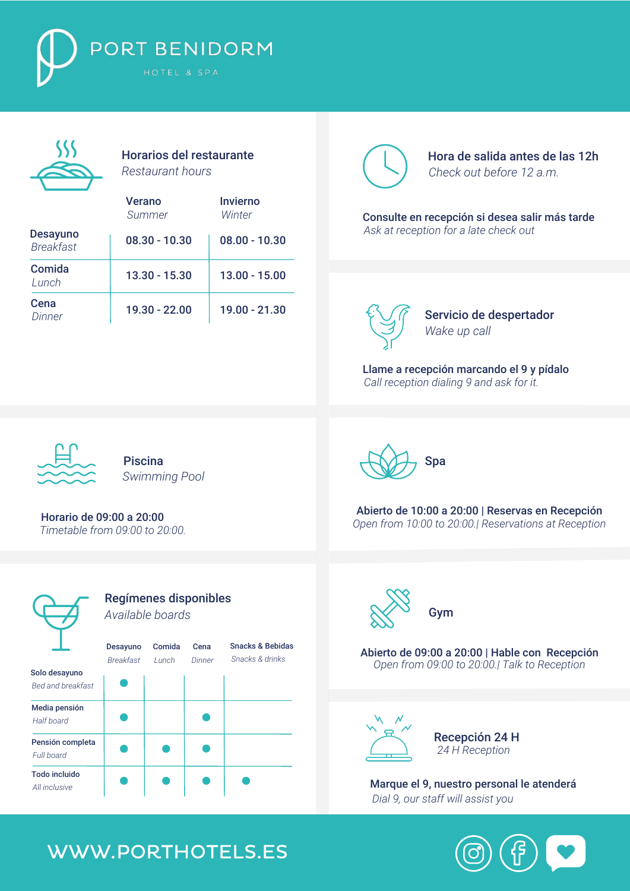# PORT BENIDORM

HOTEL & SPA

## Horarios del restaurante
*Restaurant hours*

| | Verano *Summer* | Invierno *Winter* |
|---|---|---|
| Desayuno *Breakfast* | 08.30 - 10.30 | 08.00 - 10.30 |
| Comida *Lunch* | 13.30 - 15.30 | 13.00 - 15.00 |
| Cena *Dinner* | 19.30 - 22.00 | 19.00 - 21.30 |

## Hora de salida antes de las 12h
*Check out before 12 a.m.*

**Consulte en recepción si desea salir más tarde**
*Ask at reception for a late check out*

## Servicio de despertador
*Wake up call*

**Llame a recepción marcando el 9 y pídalo**
*Call reception dialing 9 and ask for it.*

## Piscina
*Swimming Pool*

**Horario de 09:00 a 20:00**
*Timetable from 09:00 to 20:00.*

## Spa

**Abierto de 10:00 a 20:00 | Reservas en Recepción**
*Open from 10:00 to 20:00.| Reservations at Reception*

## Regímenes disponibles
*Available boards*

| | Desayuno *Breakfast* | Comida *Lunch* | Cena *Dinner* | Snacks & Bebidas *Snacks & drinks* |
|---|---|---|---|---|
| Solo desayuno *Bed and breakfast* | ● | | | |
| Media pensión *Half board* | ● | | ● | |
| Pensión completa *Full board* | ● | ● | ● | |
| Todo incluido *All inclusive* | ● | ● | ● | ● |

## Gym

**Abierto de 09:00 a 20:00 | Hable con Recepción**
*Open from 09:00 to 20:00.| Talk to Reception*

## Recepción 24 H
*24 H Reception*

**Marque el 9, nuestro personal le atenderá**
*Dial 9, our staff will assist you*

WWW.PORTHOTELS.ES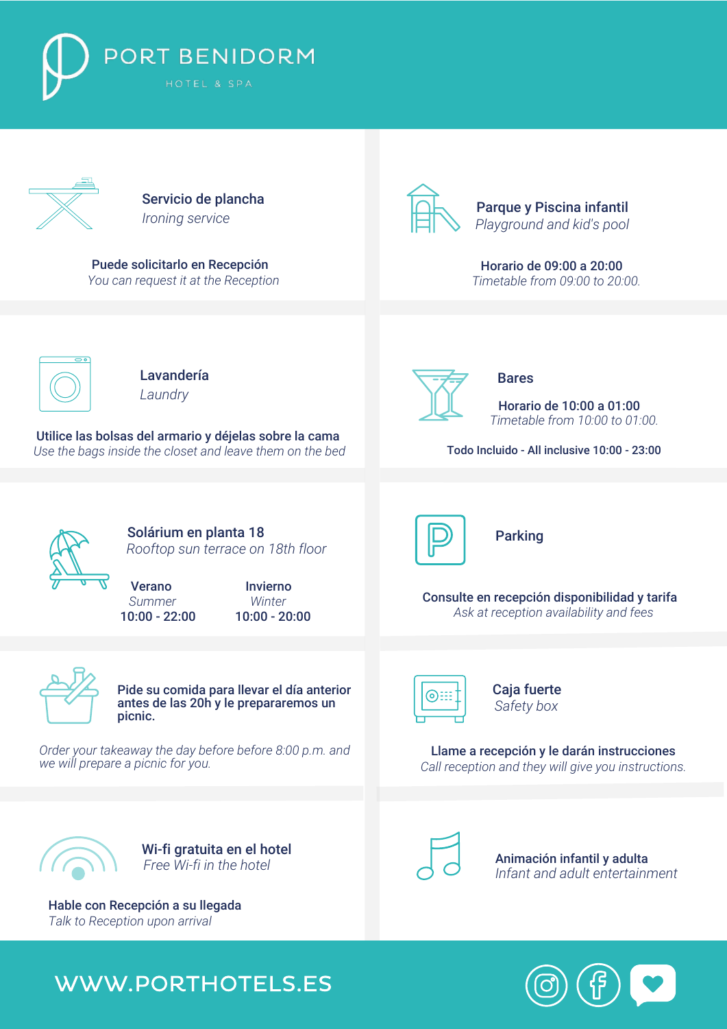# PORT BENIDORM

HOTEL & SPA

## Servicio de plancha
*Ironing service*

**Puede solicitarlo en Recepción**
*You can request it at the Reception*

## Parque y Piscina infantil
*Playground and kid's pool*

**Horario de 09:00 a 20:00**
*Timetable from 09:00 to 20:00.*

## Lavandería
*Laundry*

**Utilice las bolsas del armario y déjelas sobre la cama**
*Use the bags inside the closet and leave them on the bed*

## Bares

**Horario de 10:00 a 01:00**
*Timetable from 10:00 to 01:00.*

**Todo Incluido - All inclusive 10:00 - 23:00**

## Solárium en planta 18
*Rooftop sun terrace on 18th floor*

| Verano *Summer* | Invierno *Winter* |
| --- | --- |
| 10:00 - 22:00 | 10:00 - 20:00 |

## Parking

**Consulte en recepción disponibilidad y tarifa**
*Ask at reception availability and fees*

**Pide su comida para llevar el día anterior antes de las 20h y le prepararemos un picnic.**

*Order your takeaway the day before before 8:00 p.m. and we will prepare a picnic for you.*

## Caja fuerte
*Safety box*

**Llame a recepción y le darán instrucciones**
*Call reception and they will give you instructions.*

## Wi-fi gratuita en el hotel
*Free Wi-fi in the hotel*

**Hable con Recepción a su llegada**
*Talk to Reception upon arrival*

## Animación infantil y adulta
*Infant and adult entertainment*

WWW.PORTHOTELS.ES